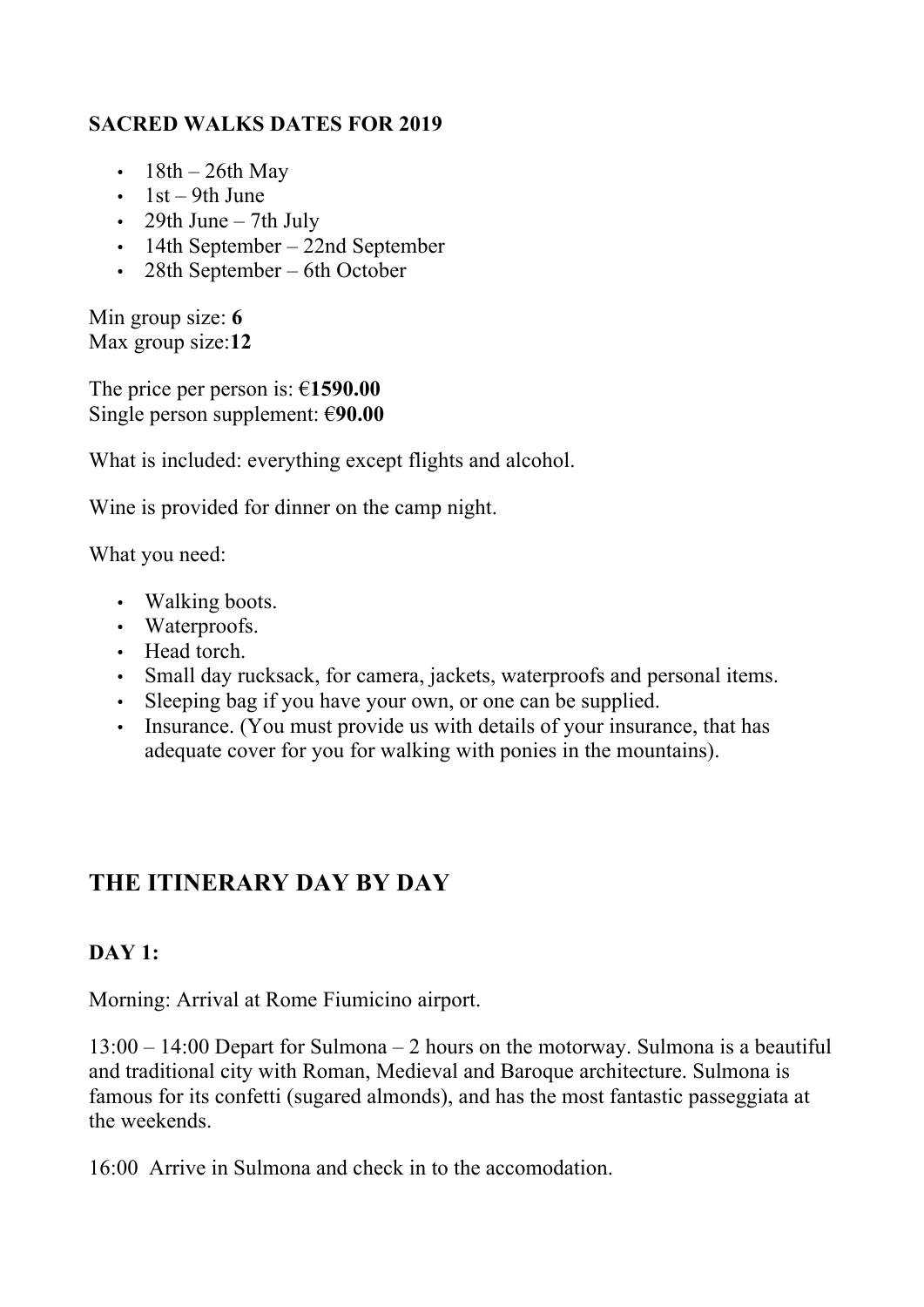**SACRED WALKS DATES FOR 2019**

- 18th – 26th May
- 1st – 9th June
- 29th June – 7th July
- 14th September – 22nd September
- 28th September – 6th October

Min group size: **6**
Max group size:**12**

The price per person is: €**1590.00**
Single person supplement: €**90.00**

What is included: everything except flights and alcohol.

Wine is provided for dinner on the camp night.

What you need:

- Walking boots.
- Waterproofs.
- Head torch.
- Small day rucksack, for camera, jackets, waterproofs and personal items.
- Sleeping bag if you have your own, or one can be supplied.
- Insurance. (You must provide us with details of your insurance, that has adequate cover for you for walking with ponies in the mountains).

## THE ITINERARY DAY BY DAY

### DAY 1:

Morning: Arrival at Rome Fiumicino airport.

13:00 – 14:00 Depart for Sulmona – 2 hours on the motorway. Sulmona is a beautiful and traditional city with Roman, Medieval and Baroque architecture. Sulmona is famous for its confetti (sugared almonds), and has the most fantastic passeggiata at the weekends.

16:00 Arrive in Sulmona and check in to the accomodation.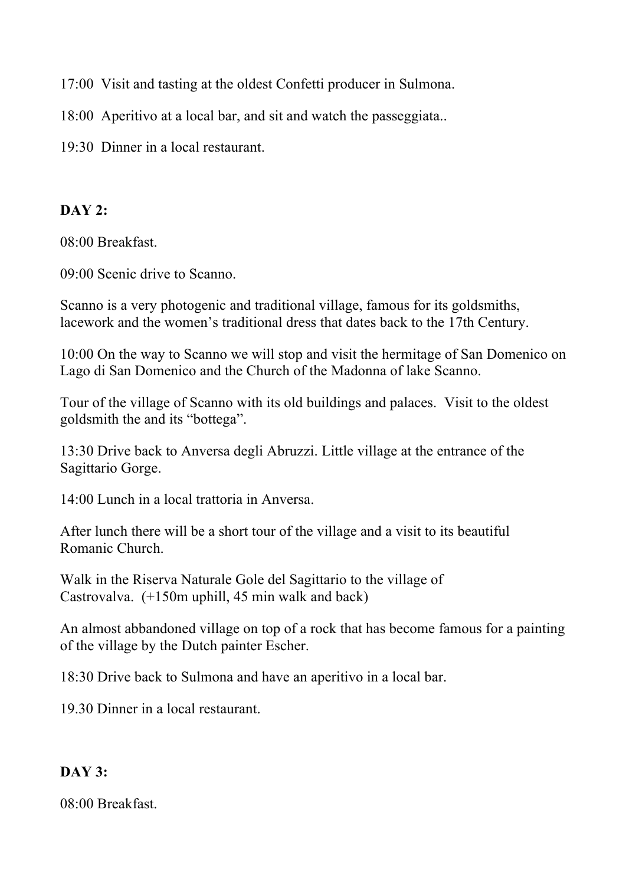17:00 Visit and tasting at the oldest Confetti producer in Sulmona.

18:00 Aperitivo at a local bar, and sit and watch the passeggiata..

19:30 Dinner in a local restaurant.

**DAY 2:**

08:00 Breakfast.

09:00 Scenic drive to Scanno.

Scanno is a very photogenic and traditional village, famous for its goldsmiths, lacework and the women's traditional dress that dates back to the 17th Century.

10:00 On the way to Scanno we will stop and visit the hermitage of San Domenico on Lago di San Domenico and the Church of the Madonna of lake Scanno.

Tour of the village of Scanno with its old buildings and palaces. Visit to the oldest goldsmith the and its "bottega".

13:30 Drive back to Anversa degli Abruzzi. Little village at the entrance of the Sagittario Gorge.

14:00 Lunch in a local trattoria in Anversa.

After lunch there will be a short tour of the village and a visit to its beautiful Romanic Church.

Walk in the Riserva Naturale Gole del Sagittario to the village of Castrovalva. (+150m uphill, 45 min walk and back)

An almost abbandoned village on top of a rock that has become famous for a painting of the village by the Dutch painter Escher.

18:30 Drive back to Sulmona and have an aperitivo in a local bar.

19.30 Dinner in a local restaurant.

**DAY 3:**

08:00 Breakfast.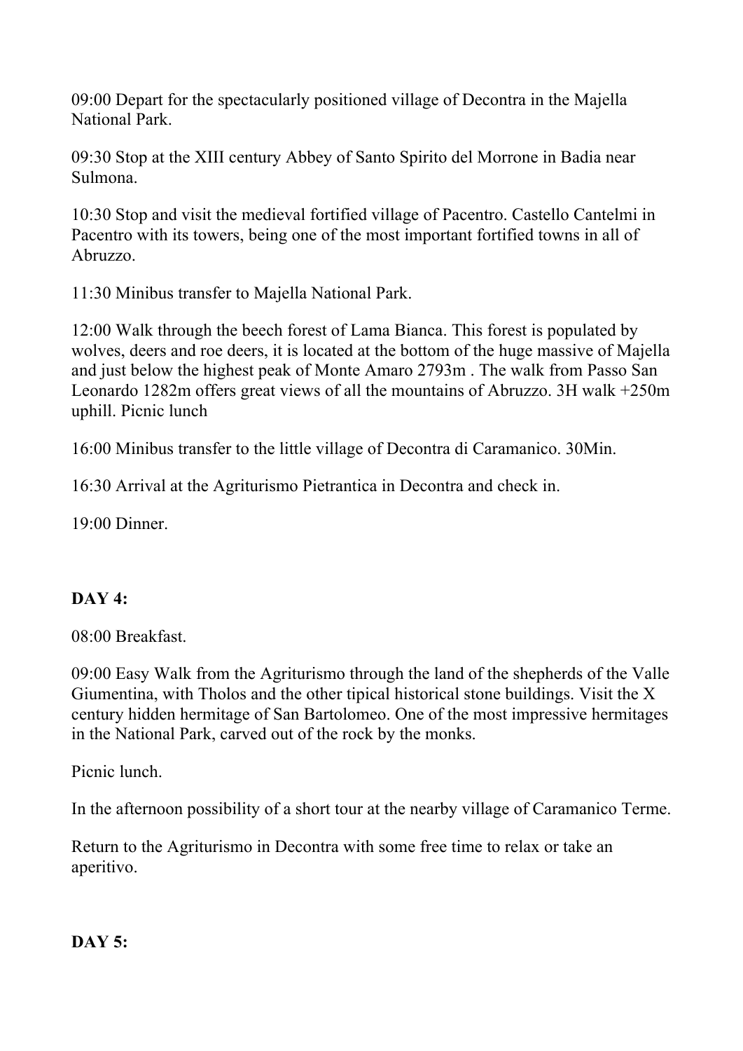09:00 Depart for the spectacularly positioned village of Decontra in the Majella National Park.

09:30 Stop at the XIII century Abbey of Santo Spirito del Morrone in Badia near Sulmona.

10:30 Stop and visit the medieval fortified village of Pacentro. Castello Cantelmi in Pacentro with its towers, being one of the most important fortified towns in all of Abruzzo.

11:30 Minibus transfer to Majella National Park.

12:00 Walk through the beech forest of Lama Bianca. This forest is populated by wolves, deers and roe deers, it is located at the bottom of the huge massive of Majella and just below the highest peak of Monte Amaro 2793m . The walk from Passo San Leonardo 1282m offers great views of all the mountains of Abruzzo. 3H walk +250m uphill. Picnic lunch

16:00 Minibus transfer to the little village of Decontra di Caramanico. 30Min.

16:30 Arrival at the Agriturismo Pietrantica in Decontra and check in.

19:00 Dinner.

**DAY 4:**

08:00 Breakfast.

09:00 Easy Walk from the Agriturismo through the land of the shepherds of the Valle Giumentina, with Tholos and the other tipical historical stone buildings. Visit the X century hidden hermitage of San Bartolomeo. One of the most impressive hermitages in the National Park, carved out of the rock by the monks.

Picnic lunch.

In the afternoon possibility of a short tour at the nearby village of Caramanico Terme.

Return to the Agriturismo in Decontra with some free time to relax or take an aperitivo.

**DAY 5:**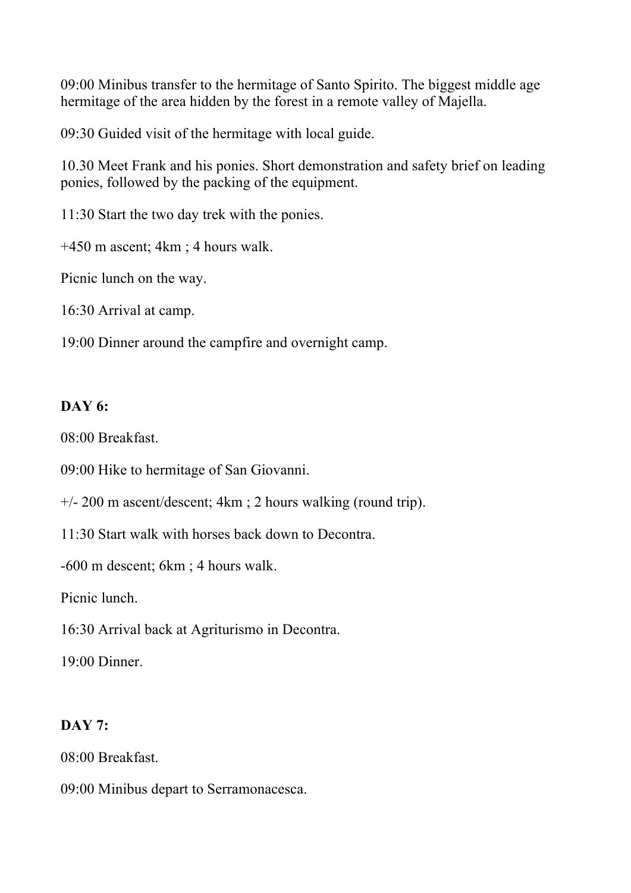09:00 Minibus transfer to the hermitage of Santo Spirito. The biggest middle age hermitage of the area hidden by the forest in a remote valley of Majella.

09:30 Guided visit of the hermitage with local guide.

10.30 Meet Frank and his ponies. Short demonstration and safety brief on leading ponies, followed by the packing of the equipment.

11:30 Start the two day trek with the ponies.

+450 m ascent; 4km ; 4 hours walk.

Picnic lunch on the way.

16:30 Arrival at camp.

19:00 Dinner around the campfire and overnight camp.

**DAY 6:**

08:00 Breakfast.

09:00 Hike to hermitage of San Giovanni.

+/- 200 m ascent/descent; 4km ; 2 hours walking (round trip).

11:30 Start walk with horses back down to Decontra.

-600 m descent; 6km ; 4 hours walk.

Picnic lunch.

16:30 Arrival back at Agriturismo in Decontra.

19:00 Dinner.

**DAY 7:**

08:00 Breakfast.

09:00 Minibus depart to Serramonacesca.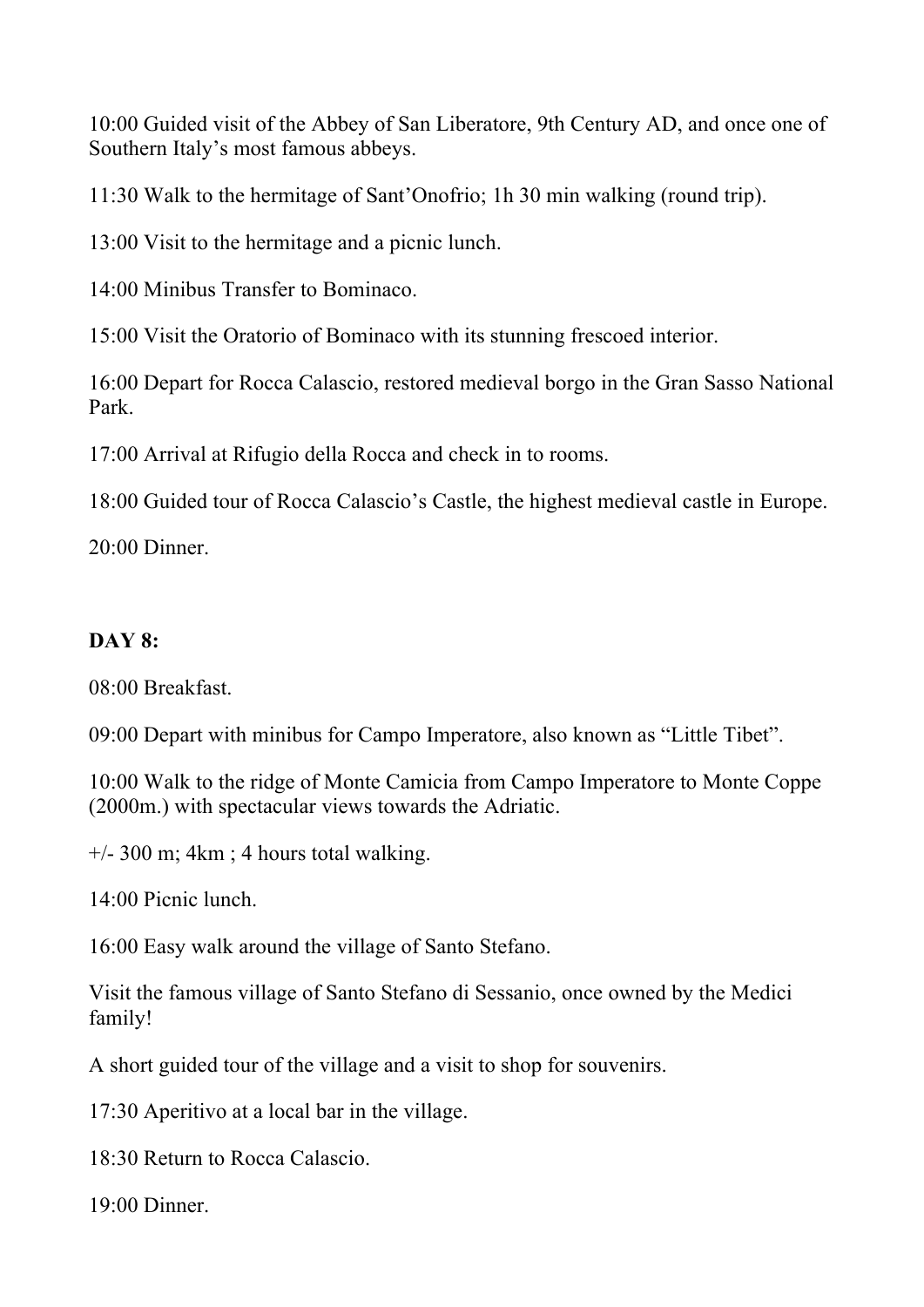10:00 Guided visit of the Abbey of San Liberatore, 9th Century AD, and once one of Southern Italy's most famous abbeys.

11:30 Walk to the hermitage of Sant'Onofrio; 1h 30 min walking (round trip).

13:00 Visit to the hermitage and a picnic lunch.

14:00 Minibus Transfer to Bominaco.

15:00 Visit the Oratorio of Bominaco with its stunning frescoed interior.

16:00 Depart for Rocca Calascio, restored medieval borgo in the Gran Sasso National Park.

17:00 Arrival at Rifugio della Rocca and check in to rooms.

18:00 Guided tour of Rocca Calascio's Castle, the highest medieval castle in Europe.

20:00 Dinner.

**DAY 8:**

08:00 Breakfast.

09:00 Depart with minibus for Campo Imperatore, also known as "Little Tibet".

10:00 Walk to the ridge of Monte Camicia from Campo Imperatore to Monte Coppe (2000m.) with spectacular views towards the Adriatic.

+/- 300 m; 4km ; 4 hours total walking.

14:00 Picnic lunch.

16:00 Easy walk around the village of Santo Stefano.

Visit the famous village of Santo Stefano di Sessanio, once owned by the Medici family!

A short guided tour of the village and a visit to shop for souvenirs.

17:30 Aperitivo at a local bar in the village.

18:30 Return to Rocca Calascio.

19:00 Dinner.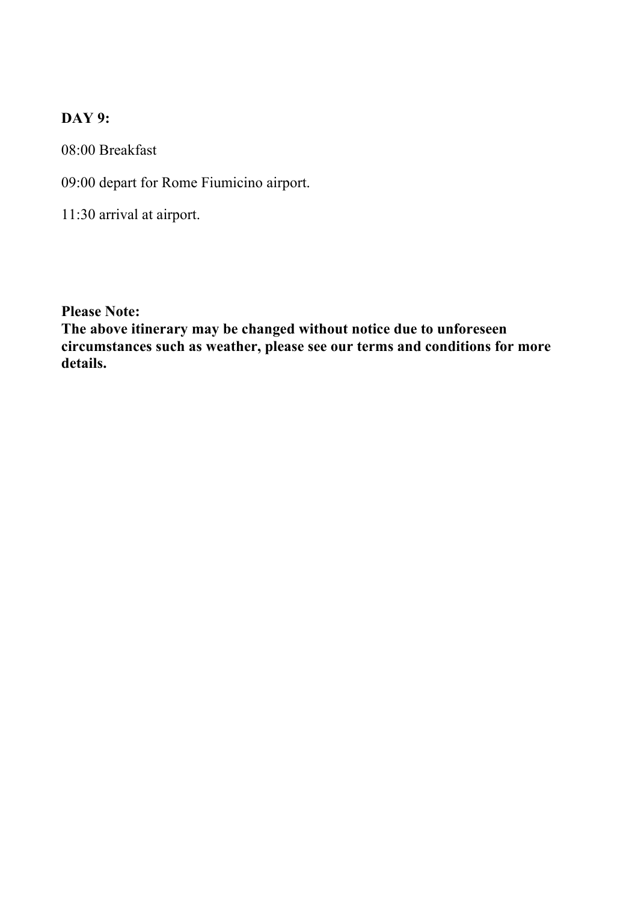**DAY 9:**

08:00 Breakfast

09:00 depart for Rome Fiumicino airport.

11:30 arrival at airport.

**Please Note:**
**The above itinerary may be changed without notice due to unforeseen circumstances such as weather, please see our terms and conditions for more details.**